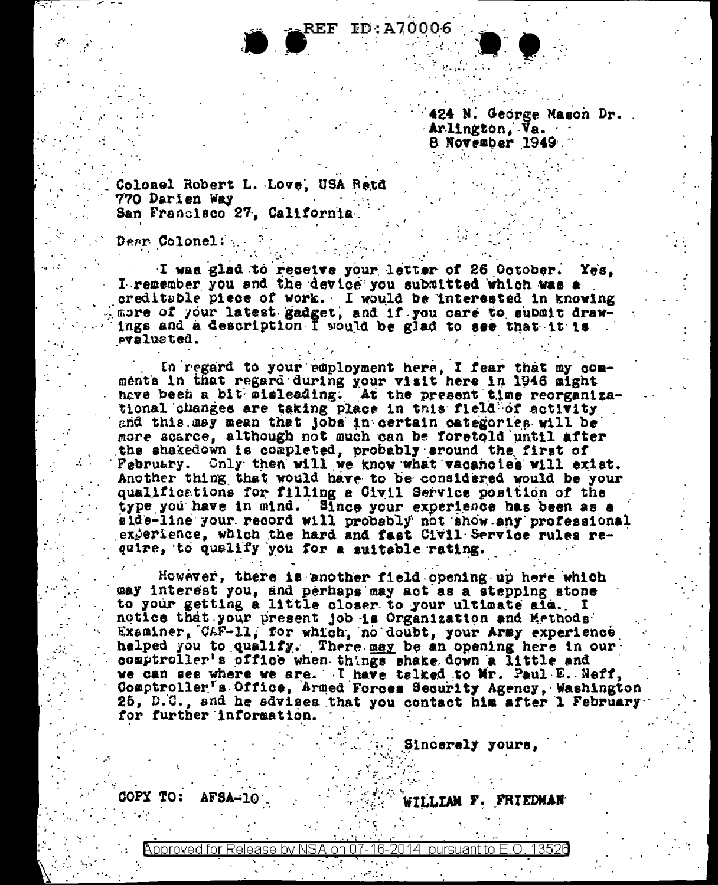REF ID:A70006

424 N. George Mason Dr.
Arlington, Va.
8 November 1949

Colonel Robert L. Love, USA Retd
770 Darien Way
San Francisco 27, California

Dear Colonel:

I was glad to receive your letter of 26 October. Yes, I remember you and the device you submitted which was a creditable piece of work. I would be interested in knowing more of your latest gadget, and if you care to submit drawings and a description I would be glad to see that it is evaluated.

In regard to your employment here, I fear that my comments in that regard during your visit here in 1946 might have been a bit misleading. At the present time reorganizational changes are taking place in this field of activity and this may mean that jobs in certain categories will be more scarce, although not much can be foretold until after the shakedown is completed, probably around the first of February. Only then will we know what vacancies will exist. Another thing that would have to be considered would be your qualifications for filling a Civil Service position of the type you have in mind. Since your experience has been as a side-line your record will probably not show any professional experience, which the hard and fast Civil Service rules require, to qualify you for a suitable rating.

However, there is another field opening up here which may interest you, and perhaps may act as a stepping stone to your getting a little closer to your ultimate aim. I notice that your present job is Organization and Methods Examiner, CAF-11, for which, no doubt, your Army experience helped you to qualify. There may be an opening here in our comptroller's office when things shake down a little and we can see where we are. I have talked to Mr. Paul E. Neff, Comptroller's Office, Armed Forces Security Agency, Washington 25, D.C., and he advises that you contact him after 1 February for further information.

Sincerely yours,

COPY TO: AFSA-10

WILLIAM F. FRIEDMAN

Approved for Release by NSA on 07-16-2014 pursuant to E.O. 13526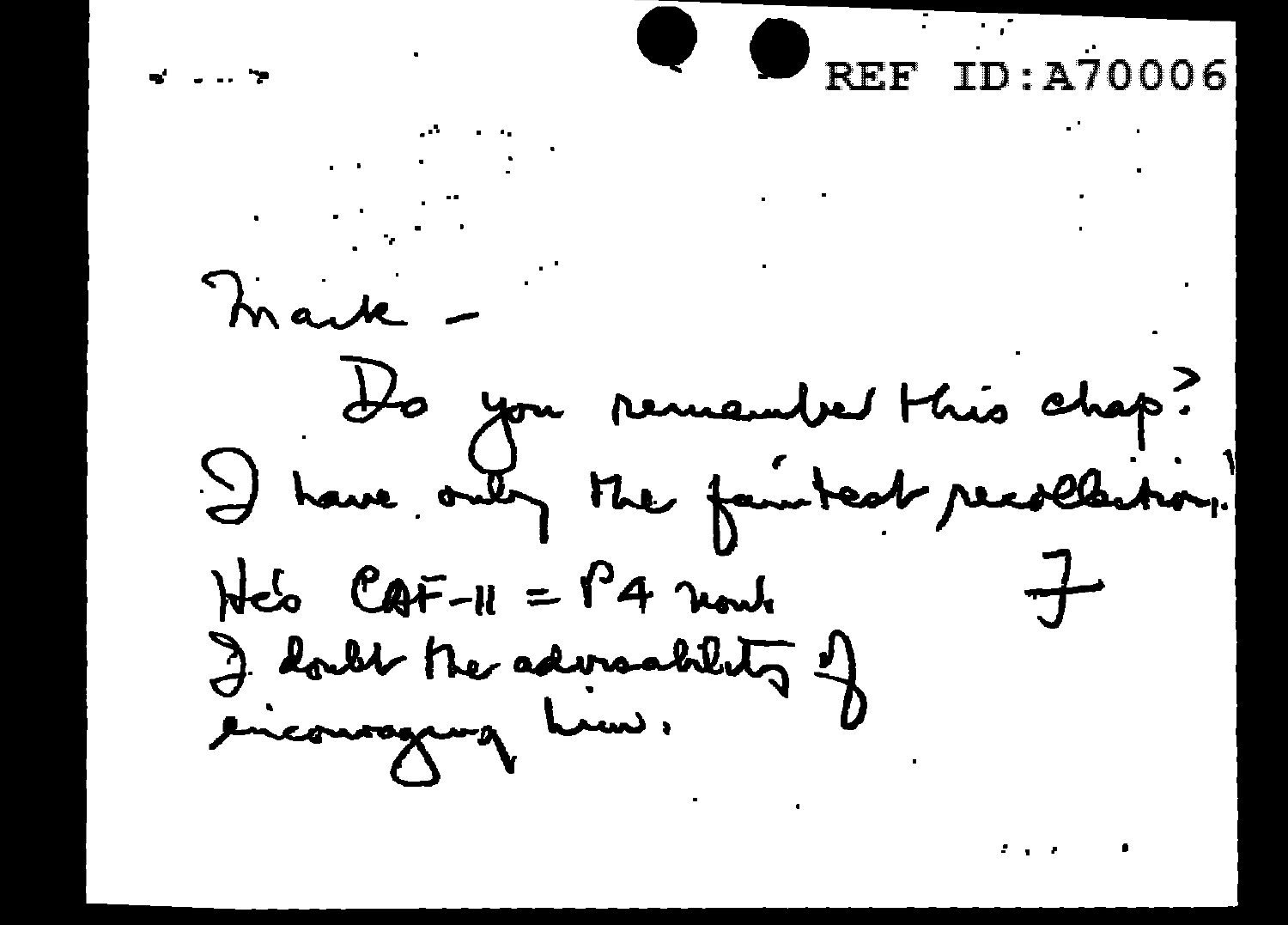REF ID:A70006

Mark –

Do you remember this chap?
I have only the faintest recollection.
He's CAF-11 = P4 now.
I doubt the advisability of
encouraging him.

F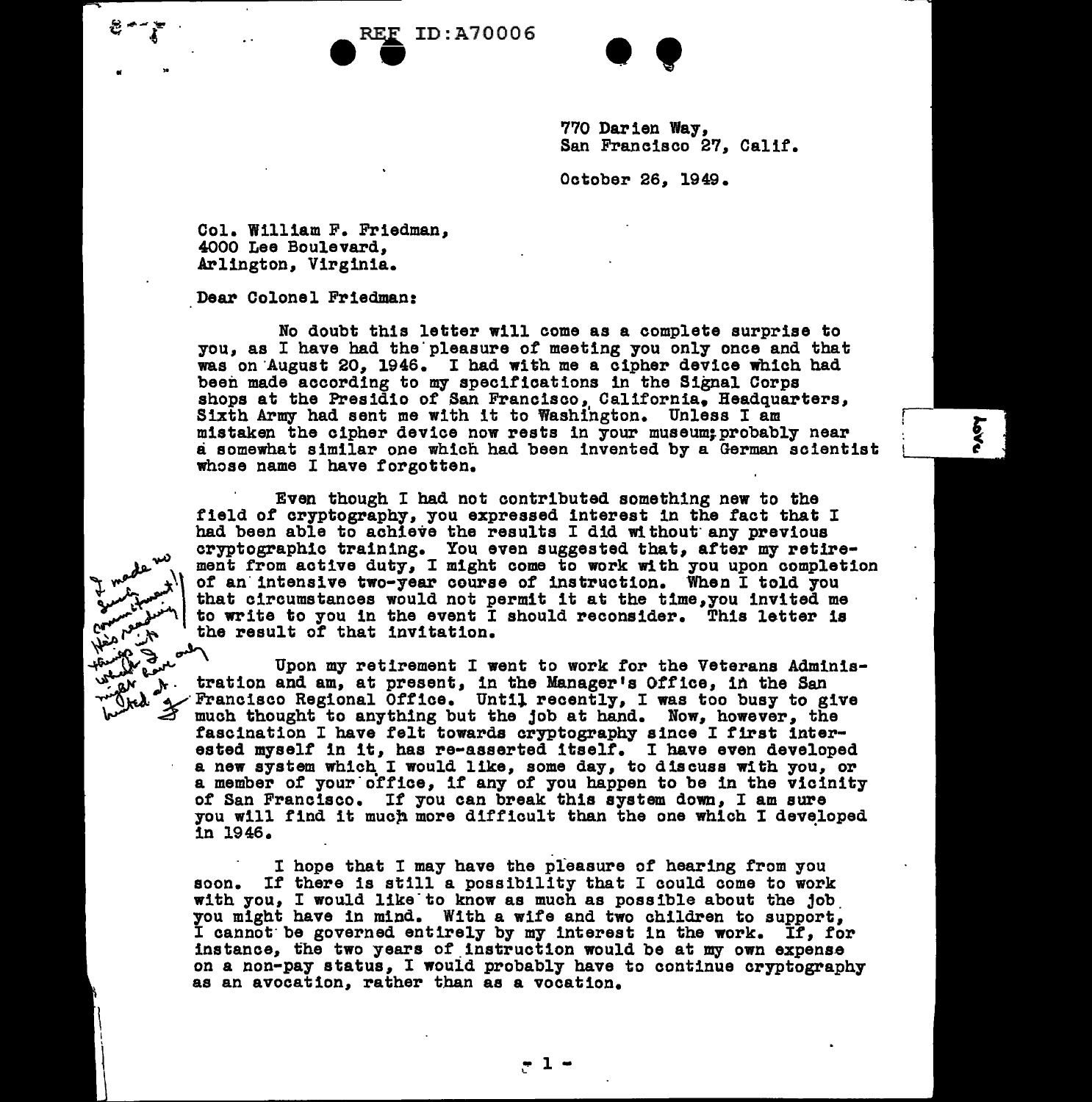REF ID:A70006

770 Darien Way,
San Francisco 27, Calif.

October 26, 1949.

Col. William F. Friedman,
4000 Lee Boulevard,
Arlington, Virginia.

Dear Colonel Friedman:

No doubt this letter will come as a complete surprise to you, as I have had the pleasure of meeting you only once and that was on August 20, 1946. I had with me a cipher device which had been made according to my specifications in the Signal Corps shops at the Presidio of San Francisco, California, Headquarters, Sixth Army had sent me with it to Washington. Unless I am mistaken the cipher device now rests in your museum; probably near a somewhat similar one which had been invented by a German scientist whose name I have forgotten.

Even though I had not contributed something new to the field of cryptography, you expressed interest in the fact that I had been able to achieve the results I did without any previous cryptographic training. You even suggested that, after my retirement from active duty, I might come to work with you upon completion of an intensive two-year course of instruction. When I told you that circumstances would not permit it at the time, you invited me to write to you in the event I should reconsider. This letter is the result of that invitation.

Upon my retirement I went to work for the Veterans Administration and am, at present, in the Manager's Office, in the San Francisco Regional Office. Until recently, I was too busy to give much thought to anything but the job at hand. Now, however, the fascination I have felt towards cryptography since I first interested myself in it, has re-asserted itself. I have even developed a new system which I would like, some day, to discuss with you, or a member of your office, if any of you happen to be in the vicinity of San Francisco. If you can break this system down, I am sure you will find it much more difficult than the one which I developed in 1946.

I hope that I may have the pleasure of hearing from you soon. If there is still a possibility that I could come to work with you, I would like to know as much as possible about the job you might have in mind. With a wife and two children to support, I cannot be governed entirely by my interest in the work. If, for instance, the two years of instruction would be at my own expense on a non-pay status, I would probably have to continue cryptography as an avocation, rather than as a vocation.

*[Handwritten margin note: I made no such commitment! He's reading things into what I only might have hinted at. F]*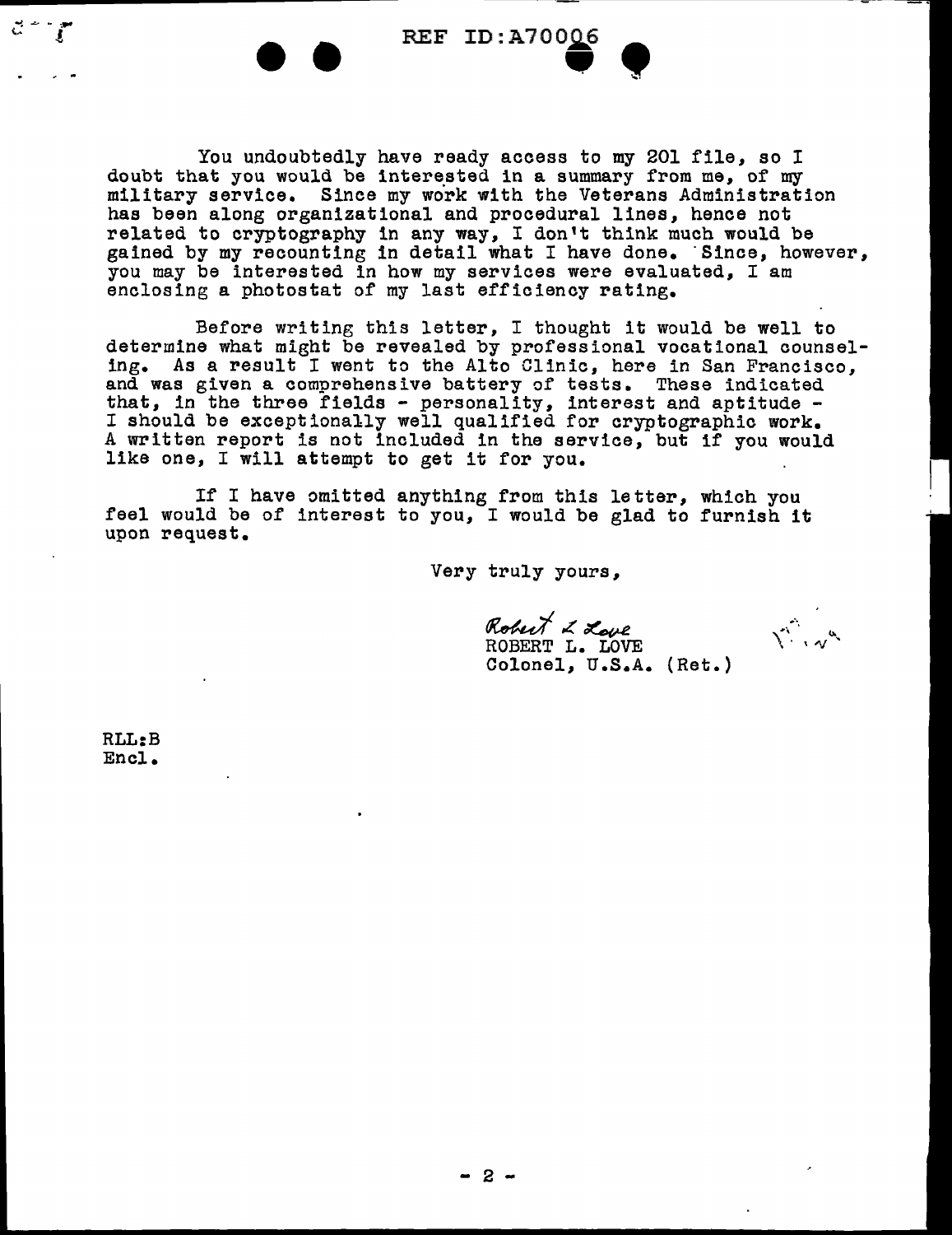REF ID:A70006

You undoubtedly have ready access to my 201 file, so I doubt that you would be interested in a summary from me, of my military service. Since my work with the Veterans Administration has been along organizational and procedural lines, hence not related to cryptography in any way, I don't think much would be gained by my recounting in detail what I have done. Since, however, you may be interested in how my services were evaluated, I am enclosing a photostat of my last efficiency rating.

Before writing this letter, I thought it would be well to determine what might be revealed by professional vocational counseling. As a result I went to the Alto Clinic, here in San Francisco, and was given a comprehensive battery of tests. These indicated that, in the three fields - personality, interest and aptitude - I should be exceptionally well qualified for cryptographic work. A written report is not included in the service, but if you would like one, I will attempt to get it for you.

If I have omitted anything from this letter, which you feel would be of interest to you, I would be glad to furnish it upon request.

Very truly yours,

*Robert L. Love*
ROBERT L. LOVE
Colonel, U.S.A. (Ret.)

RLL:B
Encl.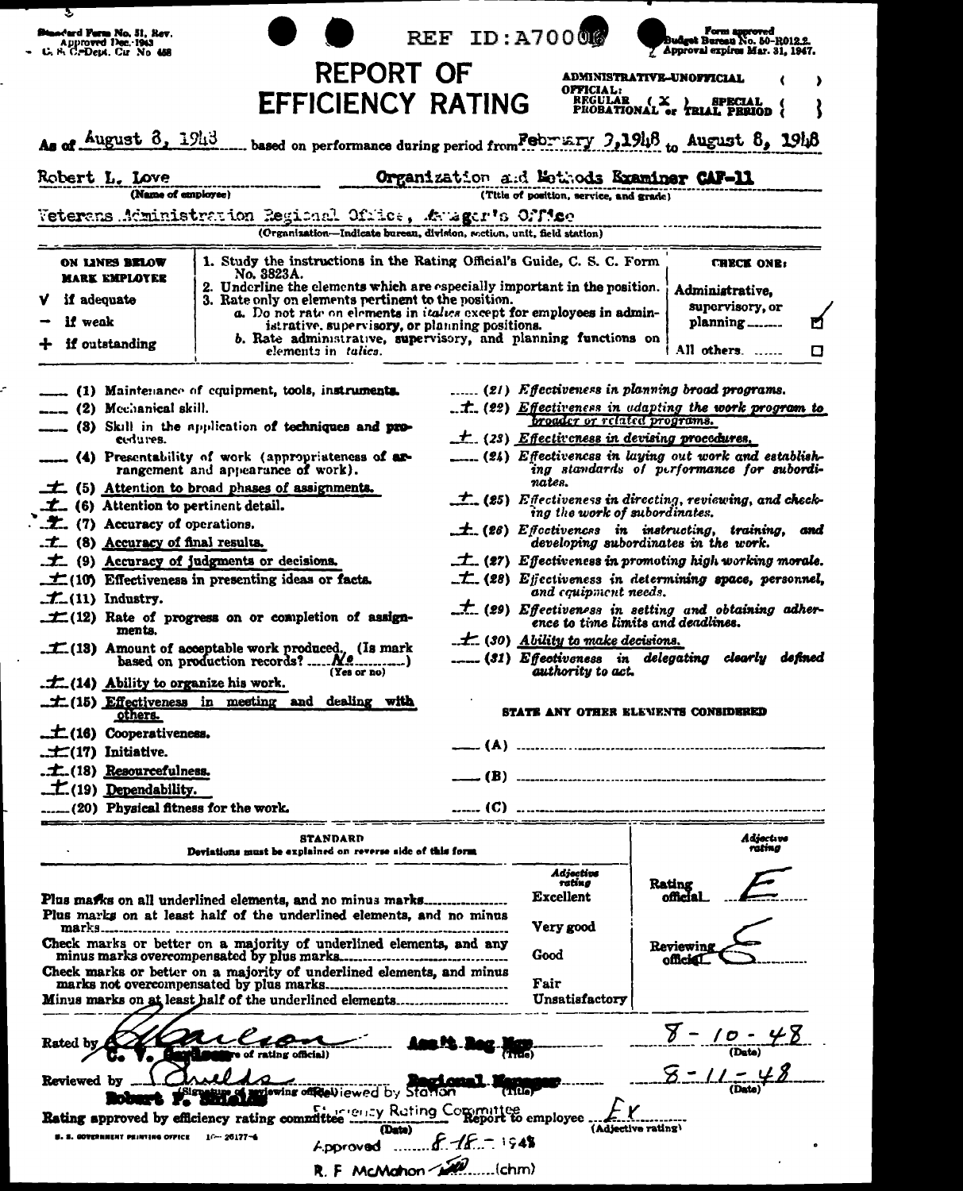Standard Form No. 51, Rev.
Approved Dec. 1943
U. S. C. Dept. Cir No 488

REF ID:A70008

Form approved
Budget Bureau No. 50-R012.2.
Approval expires Mar. 31, 1947.

# REPORT OF EFFICIENCY RATING

ADMINISTRATIVE-UNOFFICIAL ( )
OFFICIAL:
REGULAR ( X ) SPECIAL
PROBATIONAL or TRIAL PERIOD ( )

As of August 8, 1948 based on performance during period from February 9, 1948 to August 8, 1948

Robert L. Love — (Name of employee)

Organization and Methods Examiner CAF-11 — (Title of position, service, and grade)

Veterans Administration Regional Office, Manager's Office — (Organization—Indicate bureau, division, section, unit, field station)

ON LINES BELOW MARK EMPLOYEE
- ✓ if adequate
- − if weak
- + if outstanding

1. Study the instructions in the Rating Official's Guide, C. S. C. Form No. 3823A.
2. Underline the elements which are especially important in the position.
3. Rate only on elements pertinent to the position.
   a. Do not rate on elements in *italics* except for employees in administrative, supervisory, or planning positions.
   b. Rate administrative, supervisory, and planning functions on elements in *italics*.

CHECK ONE:
Administrative, supervisory, or planning ....... ☑
All others. ....... ☐

___ (1) Maintenance of equipment, tools, instruments.
___ (2) Mechanical skill.
___ (3) Skill in the application of techniques and procedures.
___ (4) Presentability of work (appropriateness of arrangement and appearance of work).
+ (5) Attention to broad phases of assignments.
+ (6) Attention to pertinent detail.
+ (7) Accuracy of operations.
+ (8) Accuracy of final results.
+ (9) Accuracy of judgments or decisions.
+ (10) Effectiveness in presenting ideas or facts.
+ (11) Industry.
+ (12) Rate of progress on or completion of assignments.
+ (13) Amount of acceptable work produced. (Is mark based on production records? No (Yes or no))
+ (14) Ability to organize his work.
+ (15) Effectiveness in meeting and dealing with others.
+ (16) Cooperativeness.
+ (17) Initiative.
+ (18) Resourcefulness.
+ (19) Dependability.
___ (20) Physical fitness for the work.

___ (21) *Effectiveness in planning broad programs.*
+ (22) *Effectiveness in adapting the work program to broader or related programs.*
+ (23) *Effectiveness in devising procedures.*
___ (24) *Effectiveness in laying out work and establishing standards of performance for subordinates.*
+ (25) *Effectiveness in directing, reviewing, and checking the work of subordinates.*
+ (26) *Effectiveness in instructing, training, and developing subordinates in the work.*
+ (27) *Effectiveness in promoting high working morale.*
+ (28) *Effectiveness in determining space, personnel, and equipment needs.*
+ (29) *Effectiveness in setting and obtaining adherence to time limits and deadlines.*
+ (30) *Ability to make decisions.*
___ (31) *Effectiveness in delegating clearly defined authority to act.*

STATE ANY OTHER ELEMENTS CONSIDERED

___ (A) 
___ (B) 
___ (C) 

| STANDARD (Deviations must be explained on reverse side of this form) | Adjective rating |
|---|---|
| Plus marks on all underlined elements, and no minus marks | Excellent |
| Plus marks on at least half of the underlined elements, and no minus marks | Very good |
| Check marks or better on a majority of underlined elements, and any minus marks overcompensated by plus marks | Good |
| Check marks or better on a majority of underlined elements, and minus marks not overcompensated by plus marks | Fair |
| Minus marks on at least half of the underlined elements | Unsatisfactory |

Adjective rating
Rating official: E
Reviewing official: E

Rated by C. V. Carlson (Signature of rating official) — Ass't. Reg. Mgr. (Title) — 8-10-48 (Date)

Reviewed by Robert F. Shields (Signature of reviewing official) — Regional Manager (Title) — 8-11-48 (Date)

Reviewed by Station

Rating approved by efficiency rating committee Efficiency Rating Committee (Date) Report to employee EX (Adjective rating)

Approved 8-18-1948

R. F. McMahon (chm)

U. S. GOVERNMENT PRINTING OFFICE 16—20177-4